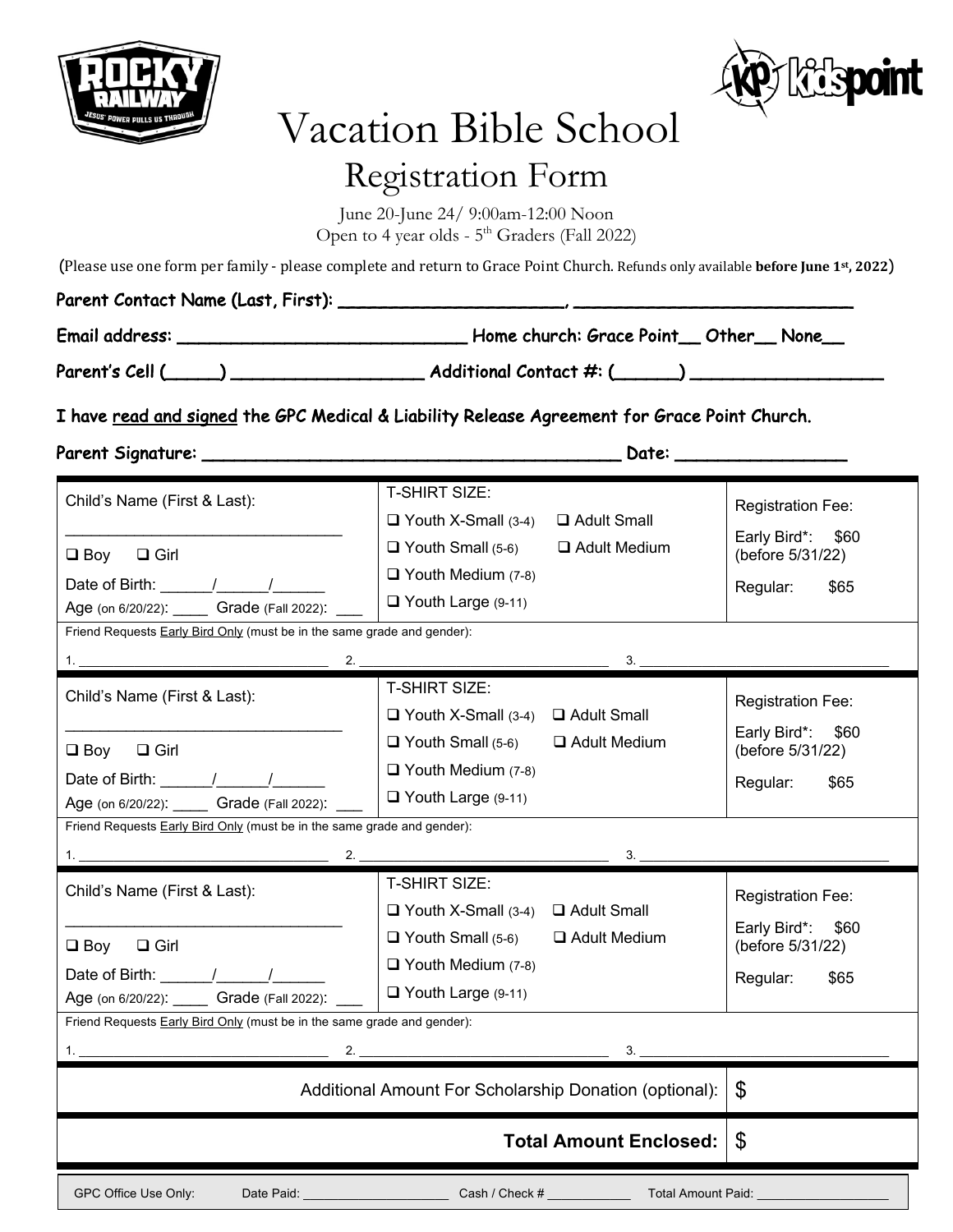# Vacation Bible School

## Registration Form

June 20-June 24/ 9:00am-12:00 Noon
Open to 4 year olds - 5th Graders (Fall 2022)

(Please use one form per family - please complete and return to Grace Point Church. Refunds only available **before June 1st, 2022**)

**Parent Contact Name (Last, First): ______________________, ___________________________**

**Email address: ___________________________ Home church: Grace Point__ Other__ None__**

**Parent's Cell (_____) __________________ Additional Contact #: (______) __________________**

**I have read and signed the GPC Medical & Liability Release Agreement for Grace Point Church.**

**Parent Signature: ________________________________________ Date: ________________**

| Child's Name (First & Last): | T-SHIRT SIZE: | Registration Fee: |
|---|---|---|
| _______________________________<br>❑ Boy ❑ Girl<br>Date of Birth: ______/______/______<br>Age (on 6/20/22): ____ Grade (Fall 2022): ___ | ❑ Youth X-Small (3-4) ❑ Adult Small<br>❑ Youth Small (5-6) ❑ Adult Medium<br>❑ Youth Medium (7-8)<br>❑ Youth Large (9-11) | Early Bird*: $60 (before 5/31/22)<br>Regular: $65 |

Friend Requests Early Bird Only (must be in the same grade and gender):

1. __________________________ 2. __________________________ 3. __________________________

| Child's Name (First & Last): | T-SHIRT SIZE: | Registration Fee: |
|---|---|---|
| _______________________________<br>❑ Boy ❑ Girl<br>Date of Birth: ______/______/______<br>Age (on 6/20/22): ____ Grade (Fall 2022): ___ | ❑ Youth X-Small (3-4) ❑ Adult Small<br>❑ Youth Small (5-6) ❑ Adult Medium<br>❑ Youth Medium (7-8)<br>❑ Youth Large (9-11) | Early Bird*: $60 (before 5/31/22)<br>Regular: $65 |

Friend Requests Early Bird Only (must be in the same grade and gender):

1. __________________________ 2. __________________________ 3. __________________________

| Child's Name (First & Last): | T-SHIRT SIZE: | Registration Fee: |
|---|---|---|
| _______________________________<br>❑ Boy ❑ Girl<br>Date of Birth: ______/______/______<br>Age (on 6/20/22): ____ Grade (Fall 2022): ___ | ❑ Youth X-Small (3-4) ❑ Adult Small<br>❑ Youth Small (5-6) ❑ Adult Medium<br>❑ Youth Medium (7-8)<br>❑ Youth Large (9-11) | Early Bird*: $60 (before 5/31/22)<br>Regular: $65 |

Friend Requests Early Bird Only (must be in the same grade and gender):

1. __________________________ 2. __________________________ 3. __________________________

| | |
|---|---|
| Additional Amount For Scholarship Donation (optional): | $ |
| **Total Amount Enclosed:** | $ |

GPC Office Use Only: Date Paid: ____________________ Cash / Check # ___________ Total Amount Paid: ___________________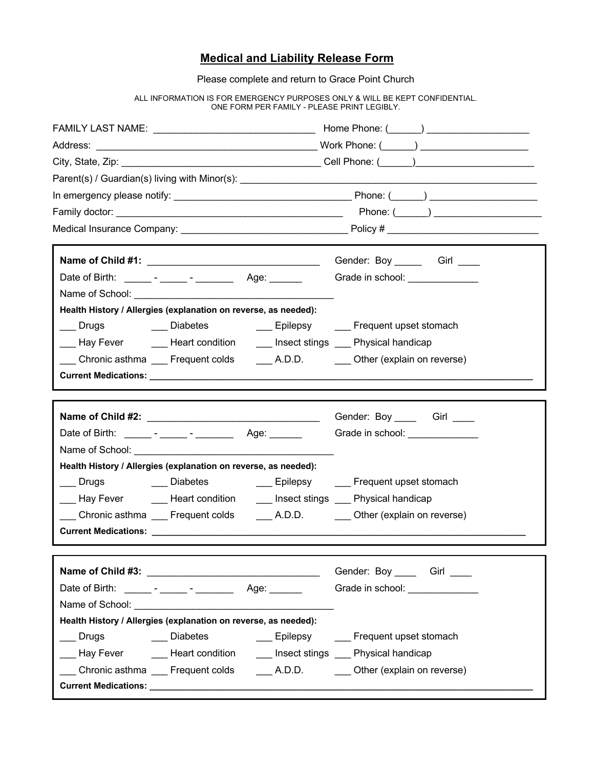# Medical and Liability Release Form

Please complete and return to Grace Point Church

ALL INFORMATION IS FOR EMERGENCY PURPOSES ONLY & WILL BE KEPT CONFIDENTIAL.
ONE FORM PER FAMILY - PLEASE PRINT LEGIBLY.

FAMILY LAST NAME: ______________________________ Home Phone: (______) __________________

Address: _________________________________________ Work Phone: (______) ___________________

City, State, Zip: _____________________________________ Cell Phone: (______)______________________

Parent(s) / Guardian(s) living with Minor(s): ________________________________________________________

In emergency please notify: _________________________________ Phone: (______) ___________________

Family doctor: ___________________________________________ Phone: (______) ___________________

Medical Insurance Company: _______________________________ Policy # ____________________________

---

**Name of Child #1:** ________________________________ Gender: Boy _____ Girl ____

Date of Birth: _____ - _____ - _______ Age: ______ Grade in school: _____________

Name of School: _____________________________________

**Health History / Allergies (explanation on reverse, as needed):**

___ Drugs ___ Diabetes ___ Epilepsy ___ Frequent upset stomach

___ Hay Fever ___ Heart condition ___ Insect stings ___ Physical handicap

___ Chronic asthma ___ Frequent colds ___ A.D.D. ___ Other (explain on reverse)

**Current Medications:** ___________________________________________________________________________

---

**Name of Child #2:** ________________________________ Gender: Boy ____ Girl ____

Date of Birth: _____ - _____ - _______ Age: ______ Grade in school: _____________

Name of School: _____________________________________

**Health History / Allergies (explanation on reverse, as needed):**

___ Drugs ___ Diabetes ___ Epilepsy ___ Frequent upset stomach

___ Hay Fever ___ Heart condition ___ Insect stings ___ Physical handicap

___ Chronic asthma ___ Frequent colds ___ A.D.D. ___ Other (explain on reverse)

**Current Medications:** ___________________________________________________________________________

---

**Name of Child #3:** ________________________________ Gender: Boy ____ Girl ____

Date of Birth: _____ - _____ - _______ Age: ______ Grade in school: _____________

Name of School: _____________________________________

**Health History / Allergies (explanation on reverse, as needed):**

___ Drugs ___ Diabetes ___ Epilepsy ___ Frequent upset stomach

___ Hay Fever ___ Heart condition ___ Insect stings ___ Physical handicap

___ Chronic asthma ___ Frequent colds ___ A.D.D. ___ Other (explain on reverse)

**Current Medications:** ___________________________________________________________________________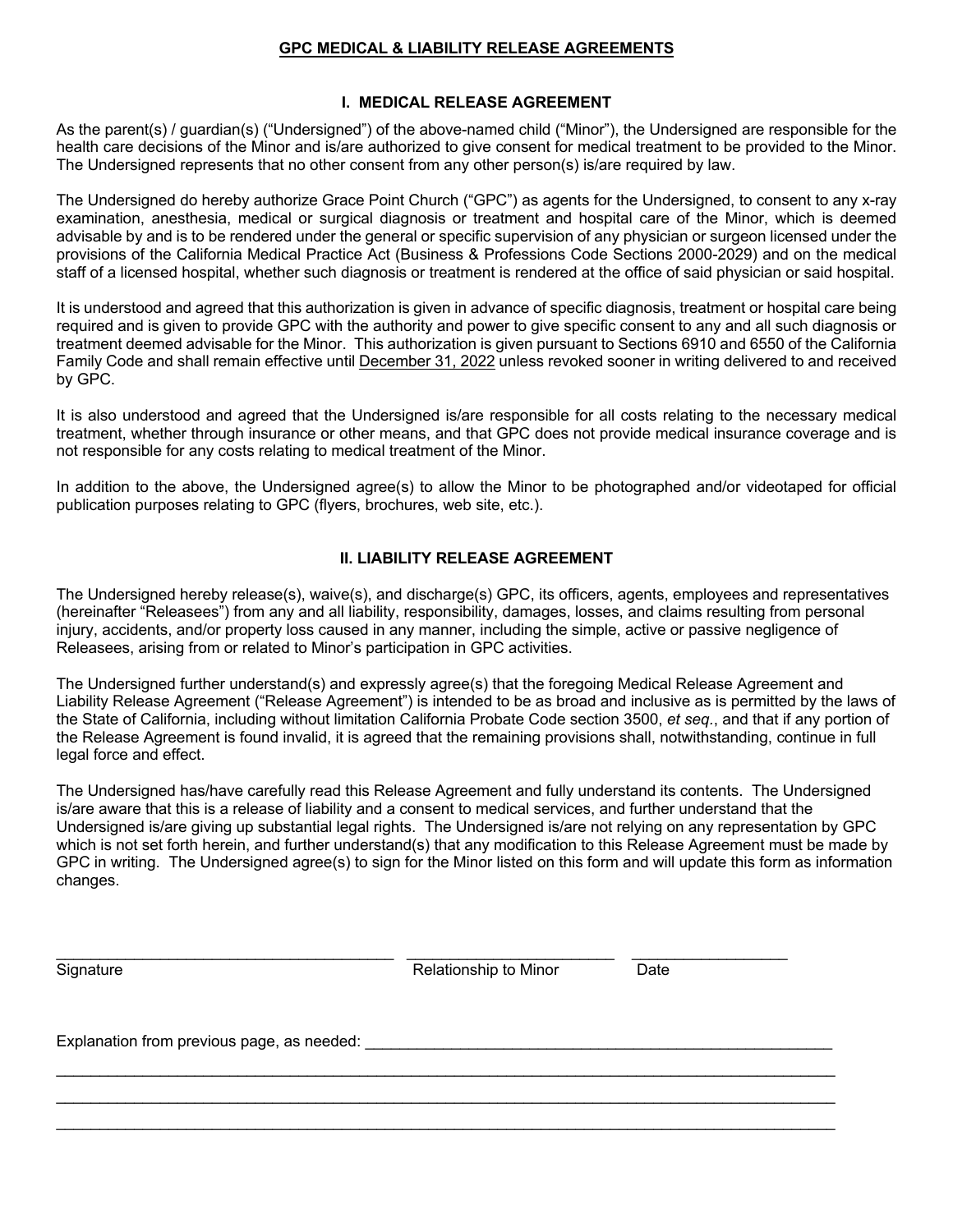# GPC MEDICAL & LIABILITY RELEASE AGREEMENTS

## I. MEDICAL RELEASE AGREEMENT

As the parent(s) / guardian(s) ("Undersigned") of the above-named child ("Minor"), the Undersigned are responsible for the health care decisions of the Minor and is/are authorized to give consent for medical treatment to be provided to the Minor. The Undersigned represents that no other consent from any other person(s) is/are required by law.

The Undersigned do hereby authorize Grace Point Church ("GPC") as agents for the Undersigned, to consent to any x-ray examination, anesthesia, medical or surgical diagnosis or treatment and hospital care of the Minor, which is deemed advisable by and is to be rendered under the general or specific supervision of any physician or surgeon licensed under the provisions of the California Medical Practice Act (Business & Professions Code Sections 2000-2029) and on the medical staff of a licensed hospital, whether such diagnosis or treatment is rendered at the office of said physician or said hospital.

It is understood and agreed that this authorization is given in advance of specific diagnosis, treatment or hospital care being required and is given to provide GPC with the authority and power to give specific consent to any and all such diagnosis or treatment deemed advisable for the Minor. This authorization is given pursuant to Sections 6910 and 6550 of the California Family Code and shall remain effective until December 31, 2022 unless revoked sooner in writing delivered to and received by GPC.

It is also understood and agreed that the Undersigned is/are responsible for all costs relating to the necessary medical treatment, whether through insurance or other means, and that GPC does not provide medical insurance coverage and is not responsible for any costs relating to medical treatment of the Minor.

In addition to the above, the Undersigned agree(s) to allow the Minor to be photographed and/or videotaped for official publication purposes relating to GPC (flyers, brochures, web site, etc.).

## II. LIABILITY RELEASE AGREEMENT

The Undersigned hereby release(s), waive(s), and discharge(s) GPC, its officers, agents, employees and representatives (hereinafter "Releasees") from any and all liability, responsibility, damages, losses, and claims resulting from personal injury, accidents, and/or property loss caused in any manner, including the simple, active or passive negligence of Releasees, arising from or related to Minor's participation in GPC activities.

The Undersigned further understand(s) and expressly agree(s) that the foregoing Medical Release Agreement and Liability Release Agreement ("Release Agreement") is intended to be as broad and inclusive as is permitted by the laws of the State of California, including without limitation California Probate Code section 3500, *et seq.*, and that if any portion of the Release Agreement is found invalid, it is agreed that the remaining provisions shall, notwithstanding, continue in full legal force and effect.

The Undersigned has/have carefully read this Release Agreement and fully understand its contents. The Undersigned is/are aware that this is a release of liability and a consent to medical services, and further understand that the Undersigned is/are giving up substantial legal rights. The Undersigned is/are not relying on any representation by GPC which is not set forth herein, and further understand(s) that any modification to this Release Agreement must be made by GPC in writing. The Undersigned agree(s) to sign for the Minor listed on this form and will update this form as information changes.

_______________________________________ _______________________ _________________

Signature Relationship to Minor Date

Explanation from previous page, as needed: ______________________________________________________

_____________________________________________________________________________________________

_____________________________________________________________________________________________

_____________________________________________________________________________________________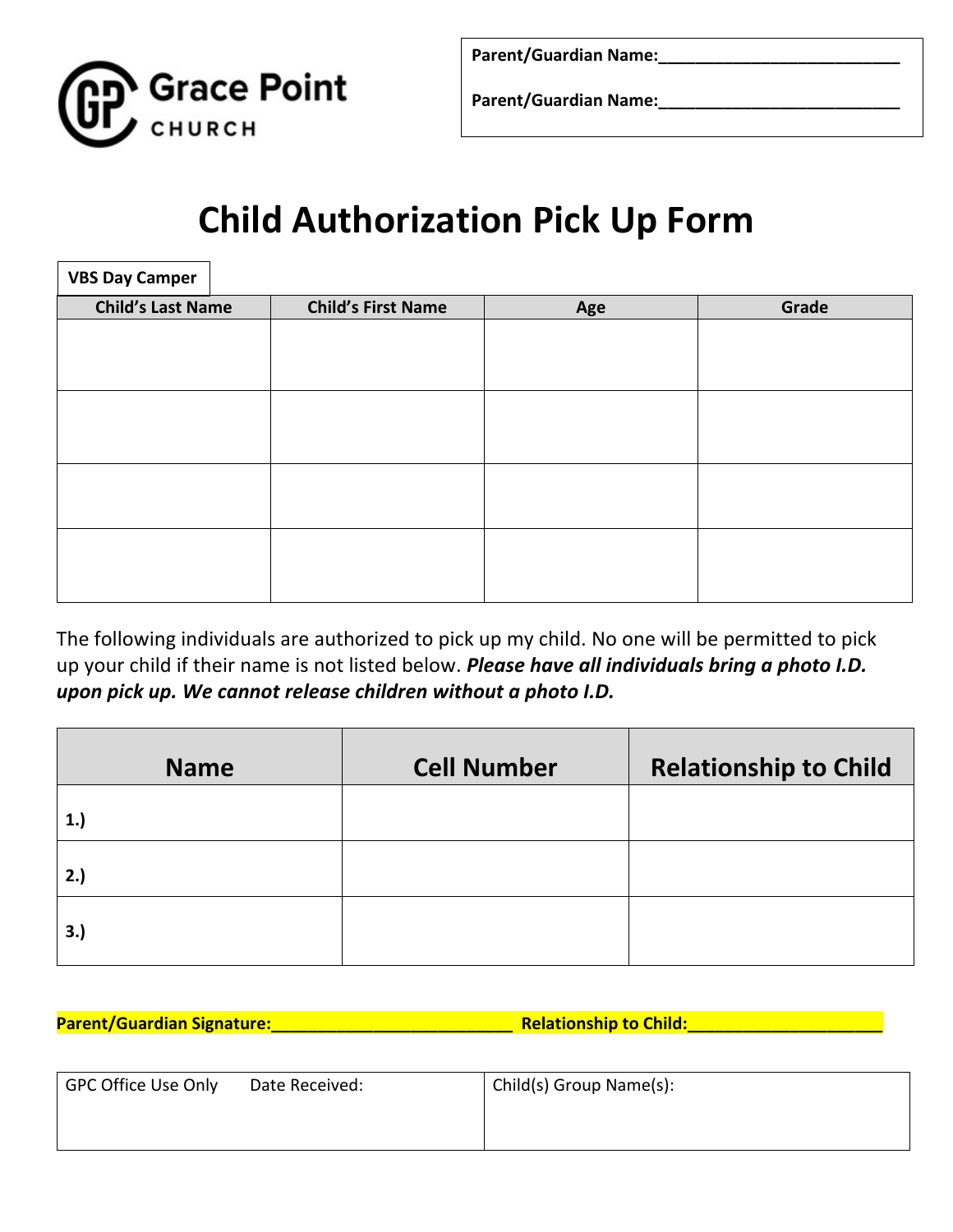Grace Point CHURCH

**Parent/Guardian Name:**\_\_\_\_\_\_\_\_\_\_\_\_\_\_\_\_\_\_\_\_\_\_\_\_\_\_

**Parent/Guardian Name:**\_\_\_\_\_\_\_\_\_\_\_\_\_\_\_\_\_\_\_\_\_\_\_\_\_\_

# Child Authorization Pick Up Form

**VBS Day Camper**

| Child's Last Name | Child's First Name | Age | Grade |
|---|---|---|---|
| | | | |
| | | | |
| | | | |
| | | | |

The following individuals are authorized to pick up my child. No one will be permitted to pick up your child if their name is not listed below. ***Please have all individuals bring a photo I.D. upon pick up. We cannot release children without a photo I.D.***

| Name | Cell Number | Relationship to Child |
|---|---|---|
| **1.)** | | |
| **2.)** | | |
| **3.)** | | |

**Parent/Guardian Signature:**\_\_\_\_\_\_\_\_\_\_\_\_\_\_\_\_\_\_\_\_\_\_\_\_\_\_ **Relationship to Child:**\_\_\_\_\_\_\_\_\_\_\_\_\_\_\_\_\_\_\_\_\_

| GPC Office Use Only Date Received: | Child(s) Group Name(s): |
|---|---|
| | |